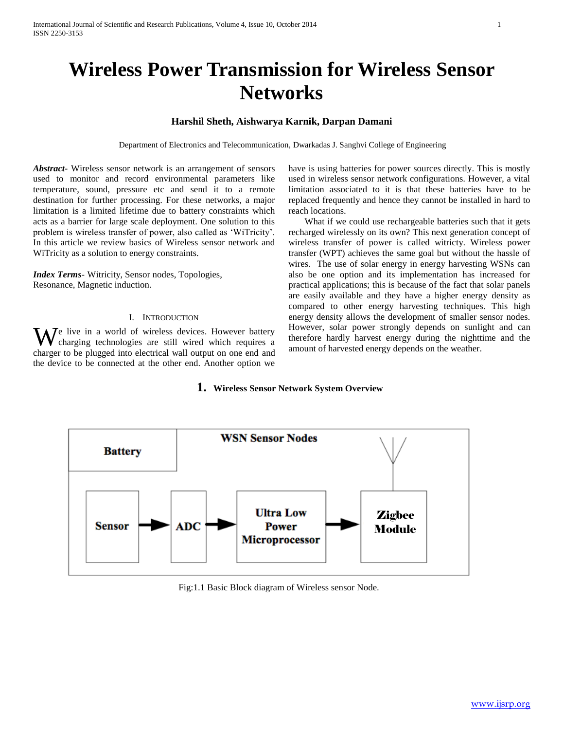# Wireless Power Transmission for Wireless Sensor Networks

**Harshil Sheth, Aishwarya Karnik, Darpan Damani**

Department of Electronics and Telecommunication, Dwarkadas J. Sanghvi College of Engineering

***Abstract***- Wireless sensor network is an arrangement of sensors used to monitor and record environmental parameters like temperature, sound, pressure etc and send it to a remote destination for further processing. For these networks, a major limitation is a limited lifetime due to battery constraints which acts as a barrier for large scale deployment. One solution to this problem is wireless transfer of power, also called as 'WiTricity'. In this article we review basics of Wireless sensor network and WiTricity as a solution to energy constraints.

***Index Terms***- Witricity, Sensor nodes, Topologies, Resonance, Magnetic induction.

## I. Introduction

We live in a world of wireless devices. However battery charging technologies are still wired which requires a charger to be plugged into electrical wall output on one end and the device to be connected at the other end. Another option we have is using batteries for power sources directly. This is mostly used in wireless sensor network configurations. However, a vital limitation associated to it is that these batteries have to be replaced frequently and hence they cannot be installed in hard to reach locations.

What if we could use rechargeable batteries such that it gets recharged wirelessly on its own? This next generation concept of wireless transfer of power is called witricity. Wireless power transfer (WPT) achieves the same goal but without the hassle of wires. The use of solar energy in energy harvesting WSNs can also be one option and its implementation has increased for practical applications; this is because of the fact that solar panels are easily available and they have a higher energy density as compared to other energy harvesting techniques. This high energy density allows the development of smaller sensor nodes. However, solar power strongly depends on sunlight and can therefore hardly harvest energy during the nighttime and the amount of harvested energy depends on the weather.

### 1. Wireless Sensor Network System Overview

WSN Sensor Nodes

Battery

Sensor → ADC → Ultra Low Power Microprocessor → Zigbee Module

Fig:1.1 Basic Block diagram of Wireless sensor Node.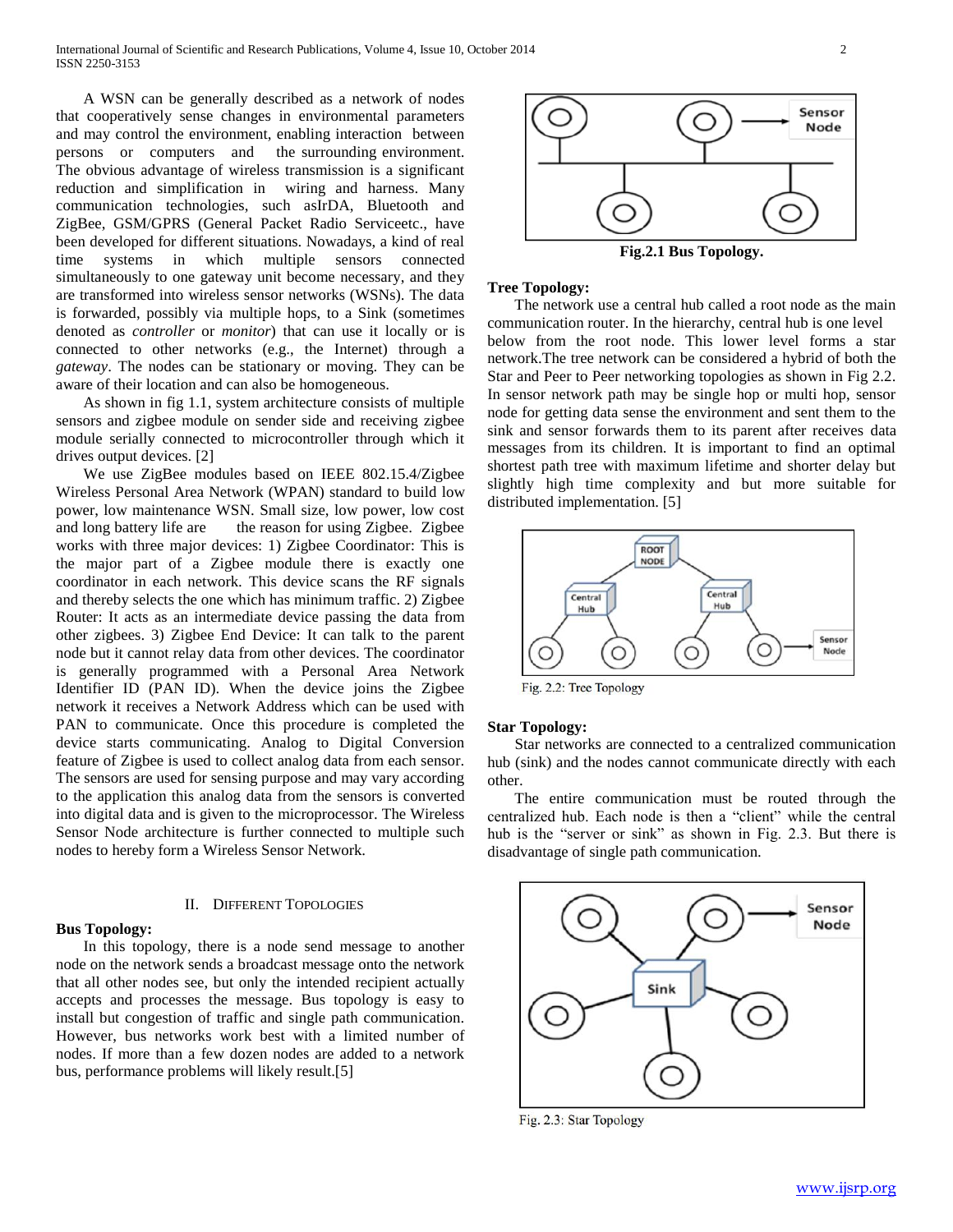A WSN can be generally described as a network of nodes that cooperatively sense changes in environmental parameters and may control the environment, enabling interaction between persons or computers and the surrounding environment. The obvious advantage of wireless transmission is a significant reduction and simplification in wiring and harness. Many communication technologies, such asIrDA, Bluetooth and ZigBee, GSM/GPRS (General Packet Radio Serviceetc., have been developed for different situations. Nowadays, a kind of real time systems in which multiple sensors connected simultaneously to one gateway unit become necessary, and they are transformed into wireless sensor networks (WSNs). The data is forwarded, possibly via multiple hops, to a Sink (sometimes denoted as *controller* or *monitor*) that can use it locally or is connected to other networks (e.g., the Internet) through a *gateway*. The nodes can be stationary or moving. They can be aware of their location and can also be homogeneous.

As shown in fig 1.1, system architecture consists of multiple sensors and zigbee module on sender side and receiving zigbee module serially connected to microcontroller through which it drives output devices. [2]

We use ZigBee modules based on IEEE 802.15.4/Zigbee Wireless Personal Area Network (WPAN) standard to build low power, low maintenance WSN. Small size, low power, low cost and long battery life are the reason for using Zigbee. Zigbee works with three major devices: 1) Zigbee Coordinator: This is the major part of a Zigbee module there is exactly one coordinator in each network. This device scans the RF signals and thereby selects the one which has minimum traffic. 2) Zigbee Router: It acts as an intermediate device passing the data from other zigbees. 3) Zigbee End Device: It can talk to the parent node but it cannot relay data from other devices. The coordinator is generally programmed with a Personal Area Network Identifier ID (PAN ID). When the device joins the Zigbee network it receives a Network Address which can be used with PAN to communicate. Once this procedure is completed the device starts communicating. Analog to Digital Conversion feature of Zigbee is used to collect analog data from each sensor. The sensors are used for sensing purpose and may vary according to the application this analog data from the sensors is converted into digital data and is given to the microprocessor. The Wireless Sensor Node architecture is further connected to multiple such nodes to hereby form a Wireless Sensor Network.

## II. Different Topologies

**Bus Topology:**

In this topology, there is a node send message to another node on the network sends a broadcast message onto the network that all other nodes see, but only the intended recipient actually accepts and processes the message. Bus topology is easy to install but congestion of traffic and single path communication. However, bus networks work best with a limited number of nodes. If more than a few dozen nodes are added to a network bus, performance problems will likely result.[5]

**Fig.2.1 Bus Topology.**

**Tree Topology:**

The network use a central hub called a root node as the main communication router. In the hierarchy, central hub is one level below from the root node. This lower level forms a star network.The tree network can be considered a hybrid of both the Star and Peer to Peer networking topologies as shown in Fig 2.2. In sensor network path may be single hop or multi hop, sensor node for getting data sense the environment and sent them to the sink and sensor forwards them to its parent after receives data messages from its children. It is important to find an optimal shortest path tree with maximum lifetime and shorter delay but slightly high time complexity and but more suitable for distributed implementation. [5]

Fig. 2.2: Tree Topology

**Star Topology:**

Star networks are connected to a centralized communication hub (sink) and the nodes cannot communicate directly with each other.

The entire communication must be routed through the centralized hub. Each node is then a "client" while the central hub is the "server or sink" as shown in Fig. 2.3. But there is disadvantage of single path communication.

Fig. 2.3: Star Topology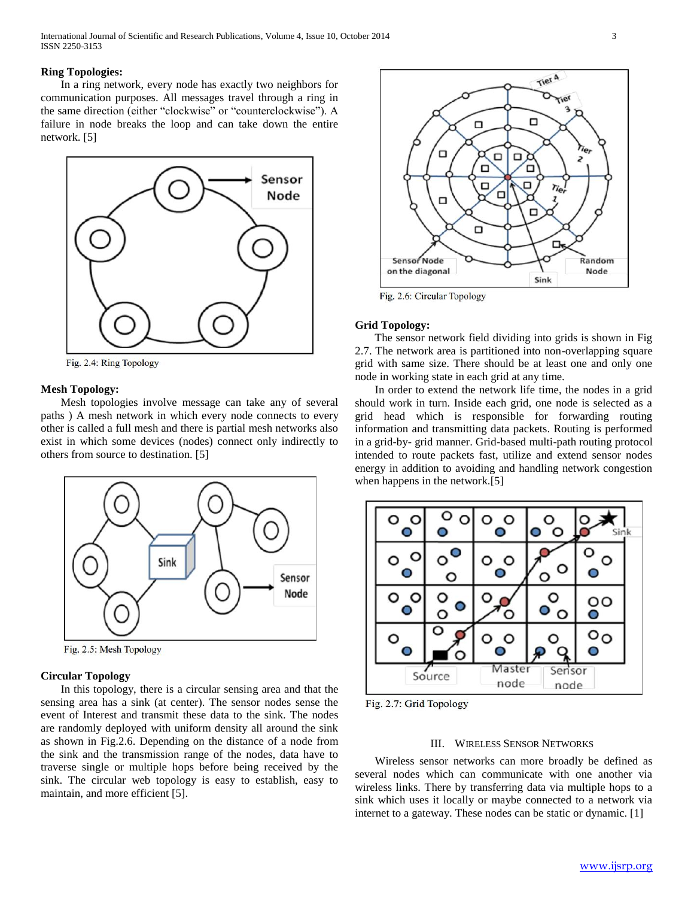### Ring Topologies:

In a ring network, every node has exactly two neighbors for communication purposes. All messages travel through a ring in the same direction (either "clockwise" or "counterclockwise"). A failure in node breaks the loop and can take down the entire network. [5]

Fig. 2.4: Ring Topology

### Mesh Topology:

Mesh topologies involve message can take any of several paths ) A mesh network in which every node connects to every other is called a full mesh and there is partial mesh networks also exist in which some devices (nodes) connect only indirectly to others from source to destination. [5]

Fig. 2.5: Mesh Topology

### Circular Topology

In this topology, there is a circular sensing area and that the sensing area has a sink (at center). The sensor nodes sense the event of Interest and transmit these data to the sink. The nodes are randomly deployed with uniform density all around the sink as shown in Fig.2.6. Depending on the distance of a node from the sink and the transmission range of the nodes, data have to traverse single or multiple hops before being received by the sink. The circular web topology is easy to establish, easy to maintain, and more efficient [5].

Fig. 2.6: Circular Topology

### Grid Topology:

The sensor network field dividing into grids is shown in Fig 2.7. The network area is partitioned into non-overlapping square grid with same size. There should be at least one and only one node in working state in each grid at any time.

In order to extend the network life time, the nodes in a grid should work in turn. Inside each grid, one node is selected as a grid head which is responsible for forwarding routing information and transmitting data packets. Routing is performed in a grid-by- grid manner. Grid-based multi-path routing protocol intended to route packets fast, utilize and extend sensor nodes energy in addition to avoiding and handling network congestion when happens in the network.[5]

Fig. 2.7: Grid Topology

## III. Wireless Sensor Networks

Wireless sensor networks can more broadly be defined as several nodes which can communicate with one another via wireless links. There by transferring data via multiple hops to a sink which uses it locally or maybe connected to a network via internet to a gateway. These nodes can be static or dynamic. [1]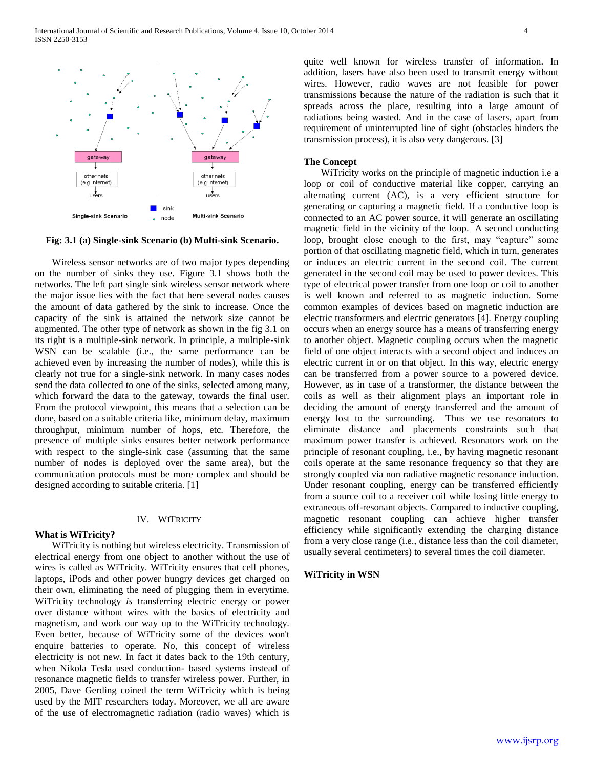Fig: 3.1 (a) Single-sink Scenario (b) Multi-sink Scenario.

Wireless sensor networks are of two major types depending on the number of sinks they use. Figure 3.1 shows both the networks. The left part single sink wireless sensor network where the major issue lies with the fact that here several nodes causes the amount of data gathered by the sink to increase. Once the capacity of the sink is attained the network size cannot be augmented. The other type of network as shown in the fig 3.1 on its right is a multiple-sink network. In principle, a multiple-sink WSN can be scalable (i.e., the same performance can be achieved even by increasing the number of nodes), while this is clearly not true for a single-sink network. In many cases nodes send the data collected to one of the sinks, selected among many, which forward the data to the gateway, towards the final user. From the protocol viewpoint, this means that a selection can be done, based on a suitable criteria like, minimum delay, maximum throughput, minimum number of hops, etc. Therefore, the presence of multiple sinks ensures better network performance with respect to the single-sink case (assuming that the same number of nodes is deployed over the same area), but the communication protocols must be more complex and should be designed according to suitable criteria. [1]

## IV. WITRICITY

### What is WiTricity?

WiTricity is nothing but wireless electricity. Transmission of electrical energy from one object to another without the use of wires is called as WiTricity. WiTricity ensures that cell phones, laptops, iPods and other power hungry devices get charged on their own, eliminating the need of plugging them in everytime. WiTricity technology *is* transferring electric energy or power over distance without wires with the basics of electricity and magnetism, and work our way up to the WiTricity technology. Even better, because of WiTricity some of the devices won't enquire batteries to operate. No, this concept of wireless electricity is not new. In fact it dates back to the 19th century, when Nikola Tesla used conduction- based systems instead of resonance magnetic fields to transfer wireless power. Further, in 2005, Dave Gerding coined the term WiTricity which is being used by the MIT researchers today. Moreover, we all are aware of the use of electromagnetic radiation (radio waves) which is quite well known for wireless transfer of information. In addition, lasers have also been used to transmit energy without wires. However, radio waves are not feasible for power transmissions because the nature of the radiation is such that it spreads across the place, resulting into a large amount of radiations being wasted. And in the case of lasers, apart from requirement of uninterrupted line of sight (obstacles hinders the transmission process), it is also very dangerous. [3]

### The Concept

WiTricity works on the principle of magnetic induction i.e a loop or coil of conductive material like copper, carrying an alternating current (AC), is a very efficient structure for generating or capturing a magnetic field. If a conductive loop is connected to an AC power source, it will generate an oscillating magnetic field in the vicinity of the loop. A second conducting loop, brought close enough to the first, may "capture" some portion of that oscillating magnetic field, which in turn, generates or induces an electric current in the second coil. The current generated in the second coil may be used to power devices. This type of electrical power transfer from one loop or coil to another is well known and referred to as magnetic induction. Some common examples of devices based on magnetic induction are electric transformers and electric generators [4]. Energy coupling occurs when an energy source has a means of transferring energy to another object. Magnetic coupling occurs when the magnetic field of one object interacts with a second object and induces an electric current in or on that object. In this way, electric energy can be transferred from a power source to a powered device. However, as in case of a transformer, the distance between the coils as well as their alignment plays an important role in deciding the amount of energy transferred and the amount of energy lost to the surrounding. Thus we use resonators to eliminate distance and placements constraints such that maximum power transfer is achieved. Resonators work on the principle of resonant coupling, i.e., by having magnetic resonant coils operate at the same resonance frequency so that they are strongly coupled via non radiative magnetic resonance induction. Under resonant coupling, energy can be transferred efficiently from a source coil to a receiver coil while losing little energy to extraneous off-resonant objects. Compared to inductive coupling, magnetic resonant coupling can achieve higher transfer efficiency while significantly extending the charging distance from a very close range (i.e., distance less than the coil diameter, usually several centimeters) to several times the coil diameter.

### WiTricity in WSN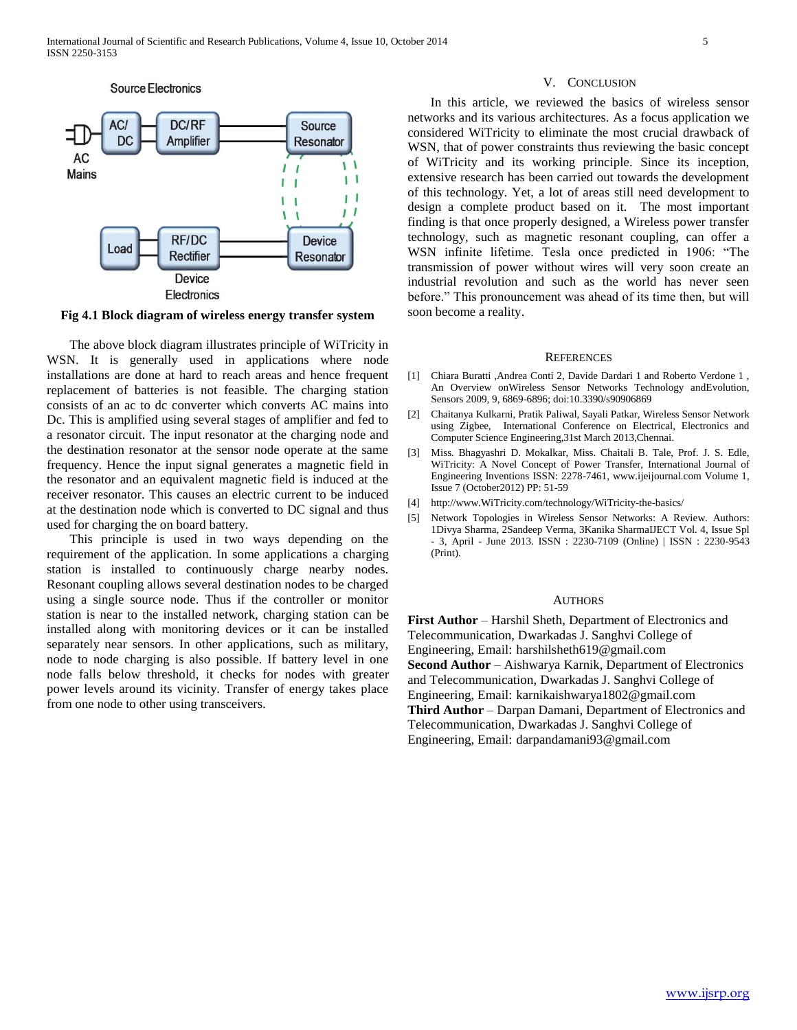Source Electronics

AC/DC

DC/RF Amplifier

Source Resonator

AC Mains

Load

RF/DC Rectifier

Device Resonator

Device Electronics

**Fig 4.1 Block diagram of wireless energy transfer system**

The above block diagram illustrates principle of WiTricity in WSN. It is generally used in applications where node installations are done at hard to reach areas and hence frequent replacement of batteries is not feasible. The charging station consists of an ac to dc converter which converts AC mains into Dc. This is amplified using several stages of amplifier and fed to a resonator circuit. The input resonator at the charging node and the destination resonator at the sensor node operate at the same frequency. Hence the input signal generates a magnetic field in the resonator and an equivalent magnetic field is induced at the receiver resonator. This causes an electric current to be induced at the destination node which is converted to DC signal and thus used for charging the on board battery.

This principle is used in two ways depending on the requirement of the application. In some applications a charging station is installed to continuously charge nearby nodes. Resonant coupling allows several destination nodes to be charged using a single source node. Thus if the controller or monitor station is near to the installed network, charging station can be installed along with monitoring devices or it can be installed separately near sensors. In other applications, such as military, node to node charging is also possible. If battery level in one node falls below threshold, it checks for nodes with greater power levels around its vicinity. Transfer of energy takes place from one node to other using transceivers.

## V. Conclusion

In this article, we reviewed the basics of wireless sensor networks and its various architectures. As a focus application we considered WiTricity to eliminate the most crucial drawback of WSN, that of power constraints thus reviewing the basic concept of WiTricity and its working principle. Since its inception, extensive research has been carried out towards the development of this technology. Yet, a lot of areas still need development to design a complete product based on it. The most important finding is that once properly designed, a Wireless power transfer technology, such as magnetic resonant coupling, can offer a WSN infinite lifetime. Tesla once predicted in 1906: "The transmission of power without wires will very soon create an industrial revolution and such as the world has never seen before." This pronouncement was ahead of its time then, but will soon become a reality.

## References

[1] Chiara Buratti ,Andrea Conti 2, Davide Dardari 1 and Roberto Verdone 1 , An Overview onWireless Sensor Networks Technology andEvolution, Sensors 2009, 9, 6869-6896; doi:10.3390/s90906869

[2] Chaitanya Kulkarni, Pratik Paliwal, Sayali Patkar, Wireless Sensor Network using Zigbee, International Conference on Electrical, Electronics and Computer Science Engineering,31st March 2013,Chennai.

[3] Miss. Bhagyashri D. Mokalkar, Miss. Chaitali B. Tale, Prof. J. S. Edle, WiTricity: A Novel Concept of Power Transfer, International Journal of Engineering Inventions ISSN: 2278-7461, www.ijeijournal.com Volume 1, Issue 7 (October2012) PP: 51-59

[4] http://www.WiTricity.com/technology/WiTricity-the-basics/

[5] Network Topologies in Wireless Sensor Networks: A Review. Authors: 1Divya Sharma, 2Sandeep Verma, 3Kanika SharmaIJECT Vol. 4, Issue Spl - 3, April - June 2013. ISSN : 2230-7109 (Online) | ISSN : 2230-9543 (Print).

## Authors

**First Author** – Harshil Sheth, Department of Electronics and Telecommunication, Dwarkadas J. Sanghvi College of Engineering, Email: harshilsheth619@gmail.com

**Second Author** – Aishwarya Karnik, Department of Electronics and Telecommunication, Dwarkadas J. Sanghvi College of Engineering, Email: karnikaishwarya1802@gmail.com

**Third Author** – Darpan Damani, Department of Electronics and Telecommunication, Dwarkadas J. Sanghvi College of Engineering, Email: darpandamani93@gmail.com